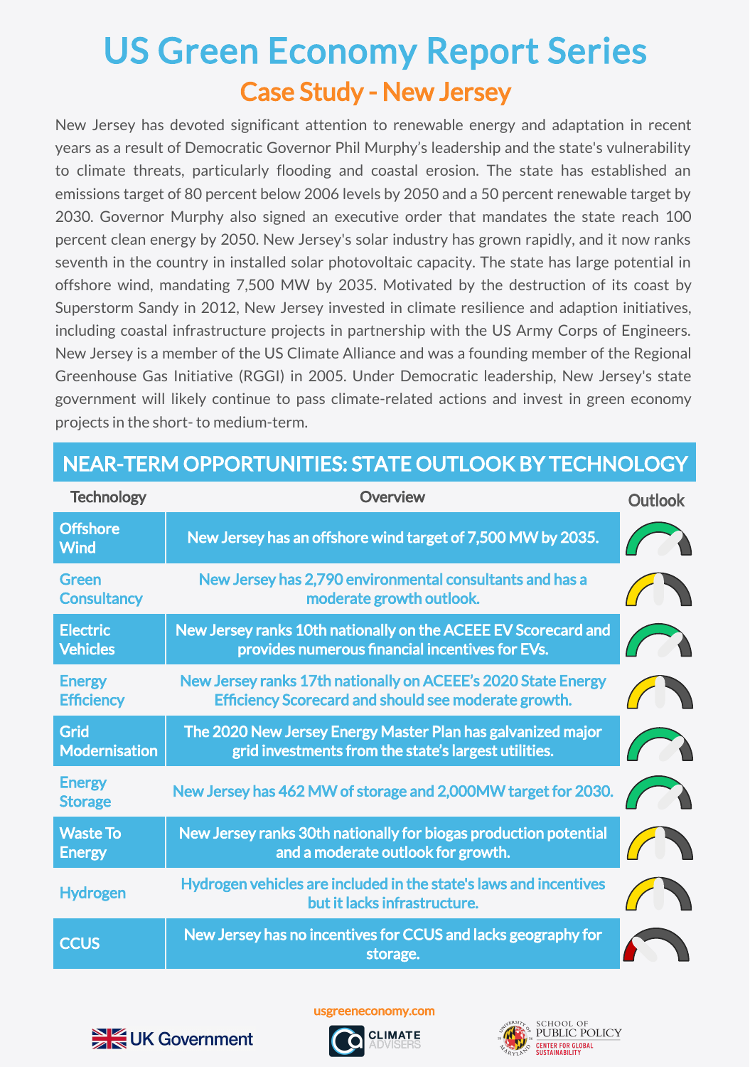# US Green Economy Report Series

## Case Study - New Jersey

New Jersey has devoted significant attention to renewable energy and adaptation in recent years as a result of Democratic Governor Phil Murphy's leadership and the state's vulnerability to climate threats, particularly flooding and coastal erosion. The state has established an emissions target of 80 percent below 2006 levels by 2050 and a 50 percent renewable target by 2030. Governor Murphy also signed an executive order that mandates the state reach 100 percent clean energy by 2050. New Jersey's solar industry has grown rapidly, and it now ranks seventh in the country in installed solar photovoltaic capacity. The state has large potential in offshore wind, mandating 7,500 MW by 2035. Motivated by the destruction of its coast by Superstorm Sandy in 2012, New Jersey invested in climate resilience and adaption initiatives, including coastal infrastructure projects in partnership with the US Army Corps of Engineers. New Jersey is a member of the US Climate Alliance and was a founding member of the Regional Greenhouse Gas Initiative (RGGI) in 2005. Under Democratic leadership, New Jersey's state government will likely continue to pass climate-related actions and invest in green economy projects in the short- to medium-term.

## NEAR-TERM OPPORTUNITIES: STATE OUTLOOK BY TECHNOLOGY

| Technology | Overview | Outlook |
|---|---|---|
| Offshore Wind | New Jersey has an offshore wind target of 7,500 MW by 2035. | |
| Green Consultancy | New Jersey has 2,790 environmental consultants and has a moderate growth outlook. | |
| Electric Vehicles | New Jersey ranks 10th nationally on the ACEEE EV Scorecard and provides numerous financial incentives for EVs. | |
| Energy Efficiency | New Jersey ranks 17th nationally on ACEEE's 2020 State Energy Efficiency Scorecard and should see moderate growth. | |
| Grid Modernisation | The 2020 New Jersey Energy Master Plan has galvanized major grid investments from the state's largest utilities. | |
| Energy Storage | New Jersey has 462 MW of storage and 2,000MW target for 2030. | |
| Waste To Energy | New Jersey ranks 30th nationally for biogas production potential and a moderate outlook for growth. | |
| Hydrogen | Hydrogen vehicles are included in the state's laws and incentives but it lacks infrastructure. | |
| CCUS | New Jersey has no incentives for CCUS and lacks geography for storage. | |

usgreeneconomy.com

UK Government | CLIMATE ADVISERS | UNIVERSITY OF MARYLAND SCHOOL OF PUBLIC POLICY CENTER FOR GLOBAL SUSTAINABILITY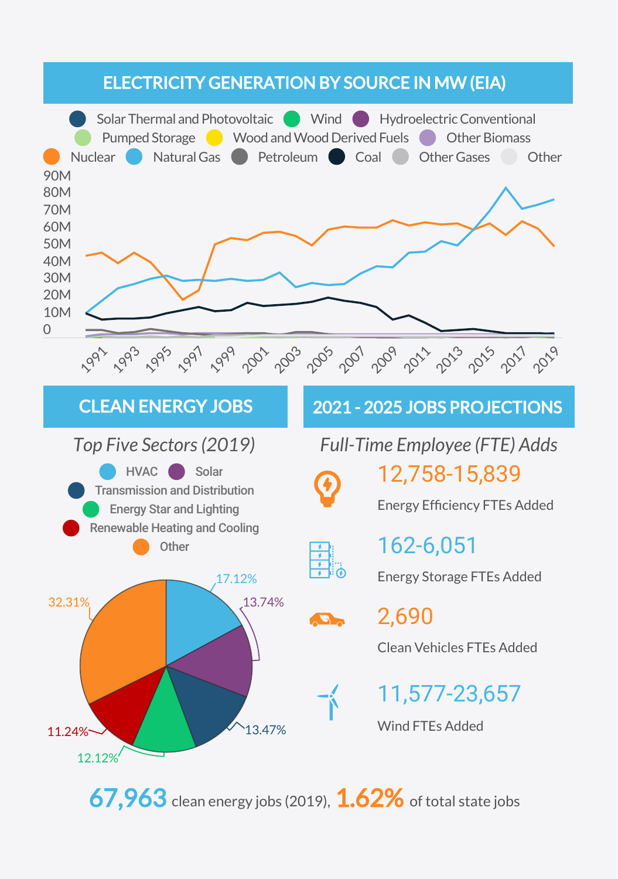## ELECTRICITY GENERATION BY SOURCE IN MW (EIA)

Solar Thermal and Photovoltaic, Wind, Hydroelectric Conventional, Pumped Storage, Wood and Wood Derived Fuels, Other Biomass, Nuclear, Natural Gas, Petroleum, Coal, Other Gases, Other

90M
80M
70M
60M
50M
40M
30M
20M
10M
0

1991, 1993, 1995, 1997, 1999, 2001, 2003, 2005, 2007, 2009, 2011, 2013, 2015, 2017, 2019

## CLEAN ENERGY JOBS

*Top Five Sectors (2019)*

HVAC, Solar, Transmission and Distribution, Energy Star and Lighting, Renewable Heating and Cooling, Other

17.12%
13.74%
13.47%
12.12%
11.24%
32.31%

## 2021 - 2025 JOBS PROJECTIONS

*Full-Time Employee (FTE) Adds*

**12,758-15,839**
Energy Efficiency FTEs Added

**162-6,051**
Energy Storage FTEs Added

**2,690**
Clean Vehicles FTEs Added

**11,577-23,657**
Wind FTEs Added

**67,963** clean energy jobs (2019), **1.62%** of total state jobs